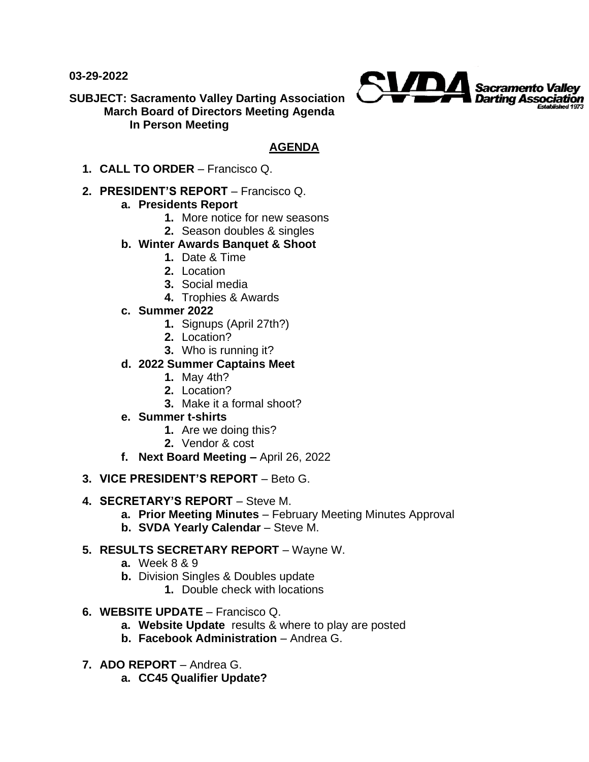03-29-2022

**SUBJECT: Sacramento Valley Darting Association**
**March Board of Directors Meeting Agenda**
**In Person Meeting**

Sacramento Valley Darting Association
Established 1973

## AGENDA

1. **CALL TO ORDER** – Francisco Q.

2. **PRESIDENT'S REPORT** – Francisco Q.
   a. **Presidents Report**
      1. More notice for new seasons
      2. Season doubles & singles
   b. **Winter Awards Banquet & Shoot**
      1. Date & Time
      2. Location
      3. Social media
      4. Trophies & Awards
   c. **Summer 2022**
      1. Signups (April 27th?)
      2. Location?
      3. Who is running it?
   d. **2022 Summer Captains Meet**
      1. May 4th?
      2. Location?
      3. Make it a formal shoot?
   e. **Summer t-shirts**
      1. Are we doing this?
      2. Vendor & cost
   f. **Next Board Meeting –** April 26, 2022

3. **VICE PRESIDENT'S REPORT** – Beto G.

4. **SECRETARY'S REPORT** – Steve M.
   a. **Prior Meeting Minutes** – February Meeting Minutes Approval
   b. **SVDA Yearly Calendar** – Steve M.

5. **RESULTS SECRETARY REPORT** – Wayne W.
   a. Week 8 & 9
   b. Division Singles & Doubles update
      1. Double check with locations

6. **WEBSITE UPDATE** – Francisco Q.
   a. **Website Update** results & where to play are posted
   b. **Facebook Administration** – Andrea G.

7. **ADO REPORT** – Andrea G.
   a. **CC45 Qualifier Update?**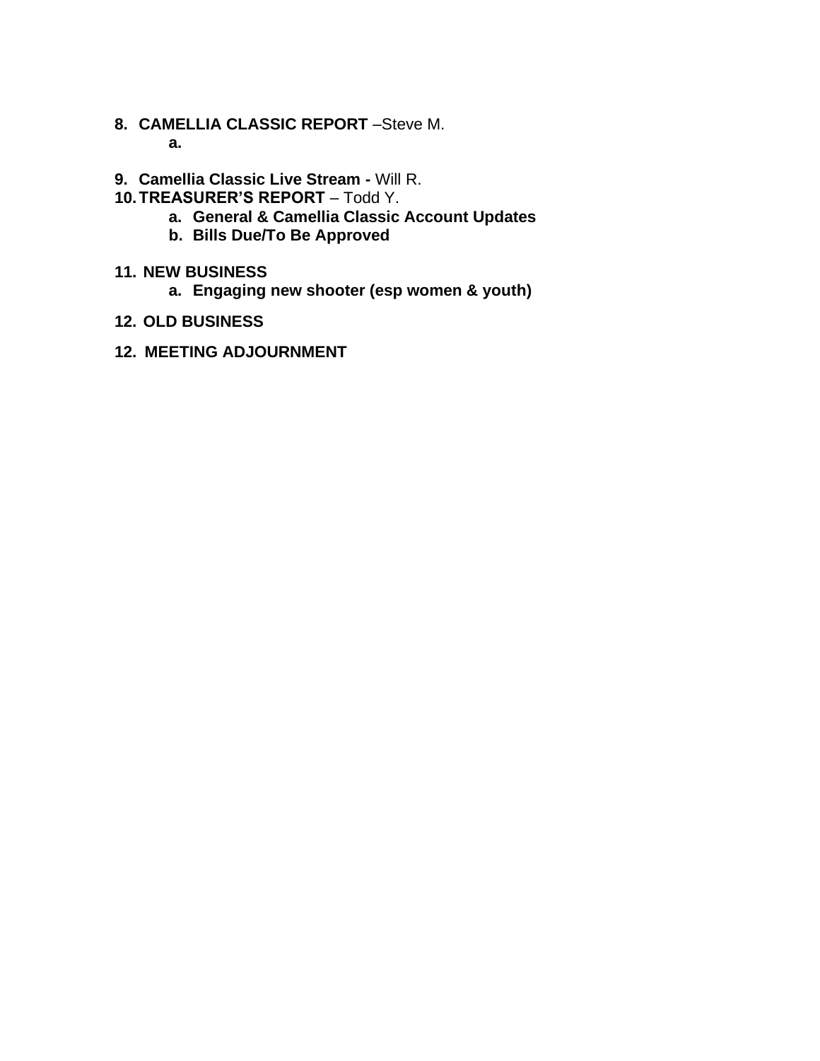8. **CAMELLIA CLASSIC REPORT** –Steve M.
    a.

9. **Camellia Classic Live Stream -** Will R.
10. **TREASURER'S REPORT** – Todd Y.
    a. **General & Camellia Classic Account Updates**
    b. **Bills Due/To Be Approved**

11. **NEW BUSINESS**
    a. **Engaging new shooter (esp women & youth)**

12. **OLD BUSINESS**

12. **MEETING ADJOURNMENT**